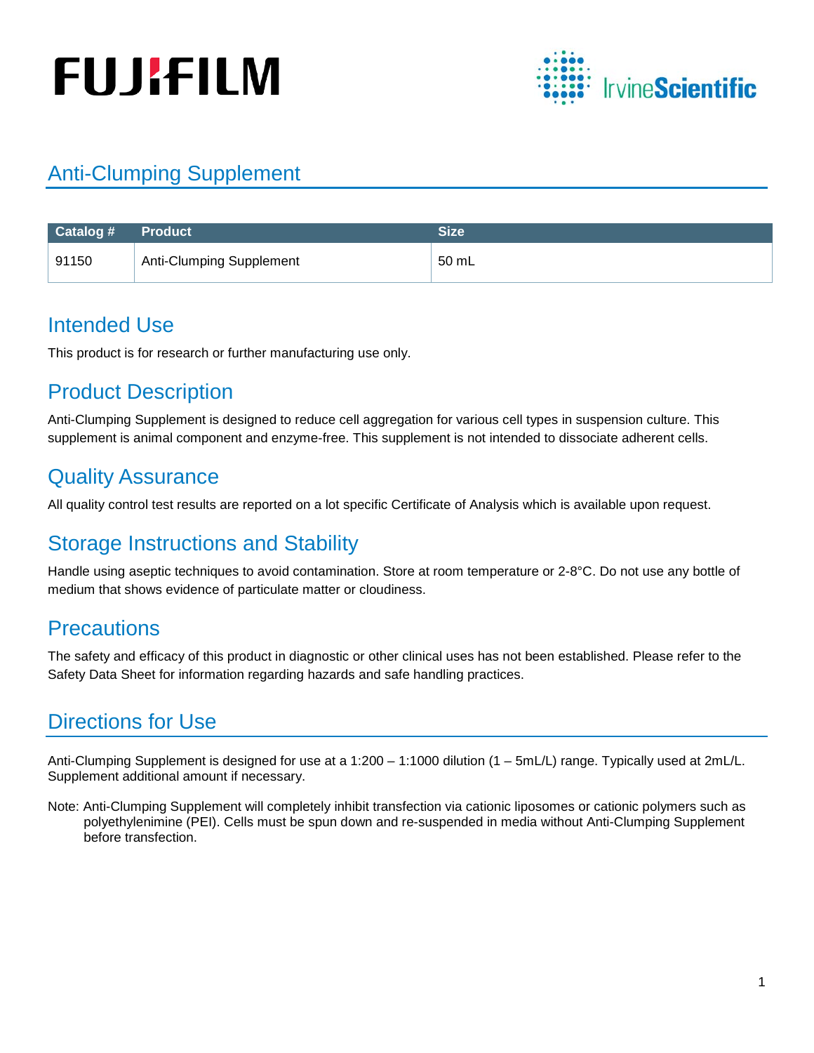# Anti-Clumping Supplement

| Catalog # | Product | Size |
| --- | --- | --- |
| 91150 | Anti-Clumping Supplement | 50 mL |

## Intended Use

This product is for research or further manufacturing use only.

## Product Description

Anti-Clumping Supplement is designed to reduce cell aggregation for various cell types in suspension culture. This supplement is animal component and enzyme-free. This supplement is not intended to dissociate adherent cells.

## Quality Assurance

All quality control test results are reported on a lot specific Certificate of Analysis which is available upon request.

## Storage Instructions and Stability

Handle using aseptic techniques to avoid contamination. Store at room temperature or 2-8°C. Do not use any bottle of medium that shows evidence of particulate matter or cloudiness.

## Precautions

The safety and efficacy of this product in diagnostic or other clinical uses has not been established. Please refer to the Safety Data Sheet for information regarding hazards and safe handling practices.

## Directions for Use

Anti-Clumping Supplement is designed for use at a 1:200 – 1:1000 dilution (1 – 5mL/L) range. Typically used at 2mL/L. Supplement additional amount if necessary.

Note: Anti-Clumping Supplement will completely inhibit transfection via cationic liposomes or cationic polymers such as polyethylenimine (PEI). Cells must be spun down and re-suspended in media without Anti-Clumping Supplement before transfection.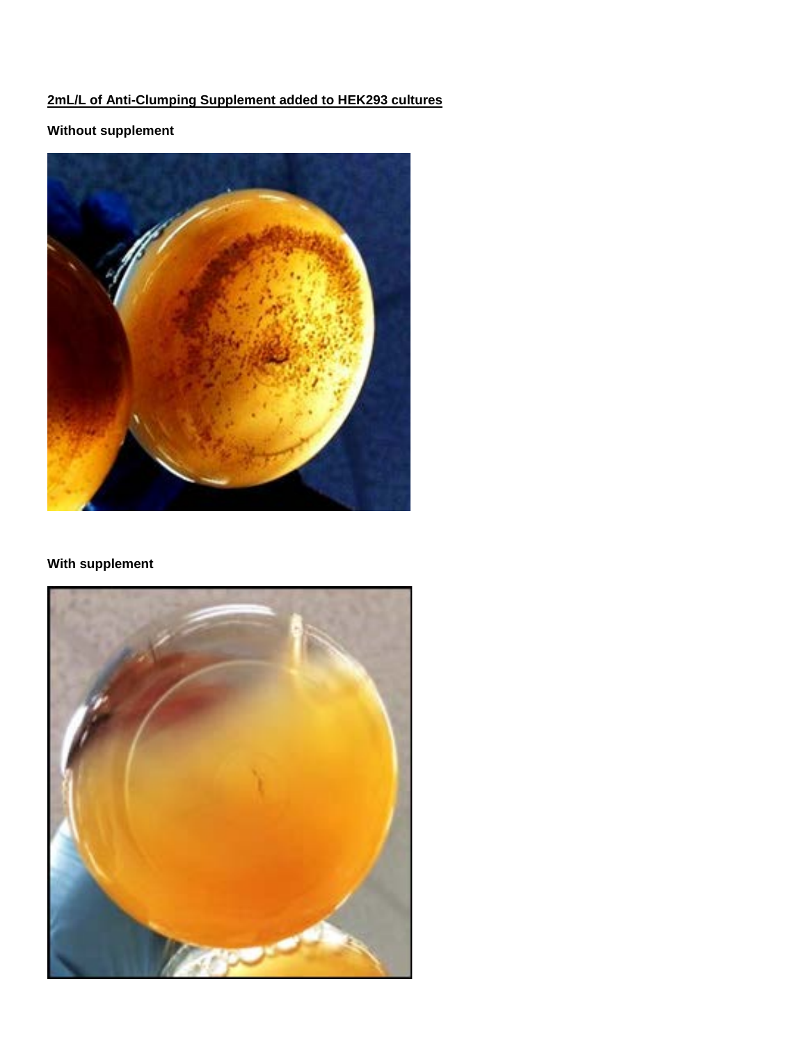**2mL/L of Anti-Clumping Supplement added to HEK293 cultures**

**Without supplement**

**With supplement**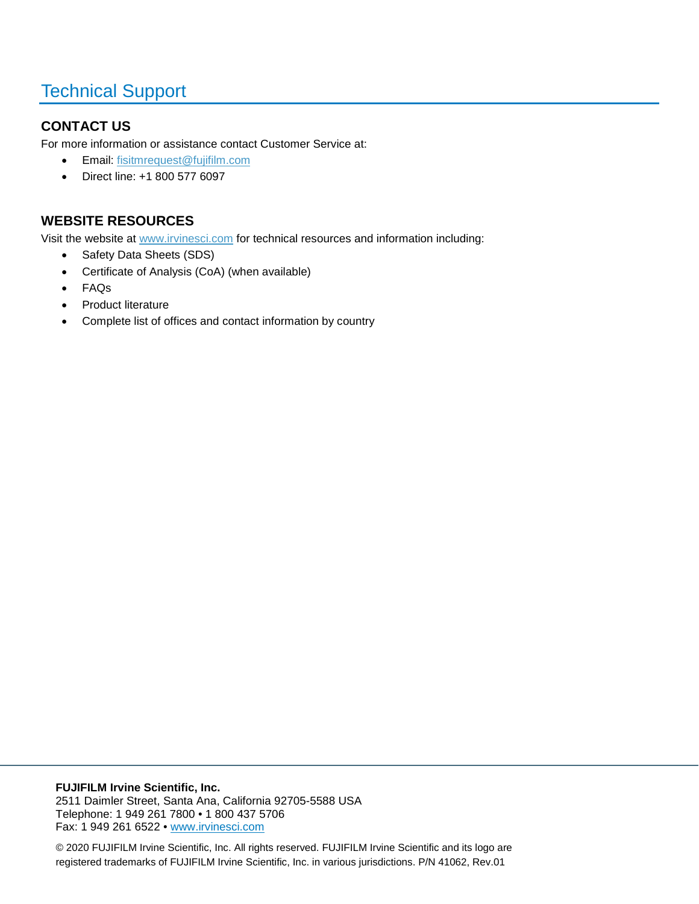# Technical Support

## CONTACT US

For more information or assistance contact Customer Service at:

- Email: fisitmrequest@fujifilm.com
- Direct line: +1 800 577 6097

## WEBSITE RESOURCES

Visit the website at www.irvinesci.com for technical resources and information including:

- Safety Data Sheets (SDS)
- Certificate of Analysis (CoA) (when available)
- FAQs
- Product literature
- Complete list of offices and contact information by country

**FUJIFILM Irvine Scientific, Inc.**
2511 Daimler Street, Santa Ana, California 92705-5588 USA
Telephone: 1 949 261 7800 • 1 800 437 5706
Fax: 1 949 261 6522 • www.irvinesci.com

© 2020 FUJIFILM Irvine Scientific, Inc. All rights reserved. FUJIFILM Irvine Scientific and its logo are registered trademarks of FUJIFILM Irvine Scientific, Inc. in various jurisdictions. P/N 41062, Rev.01